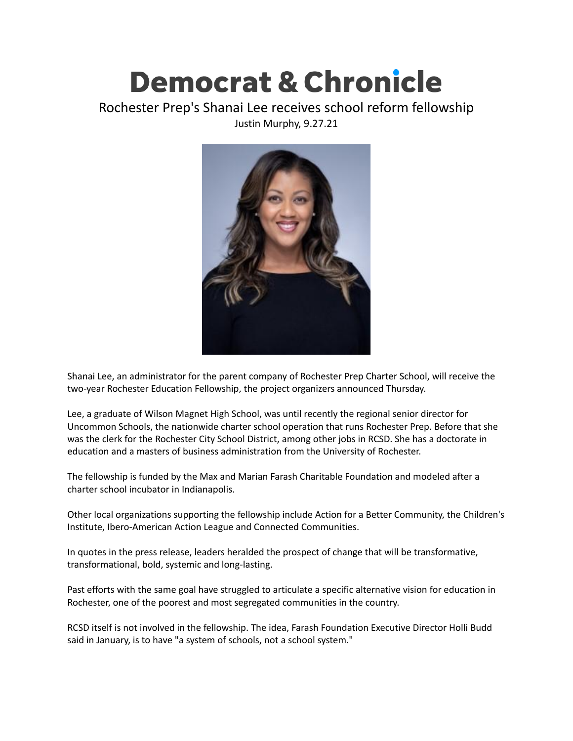# Democrat & Chronicle

## Rochester Prep's Shanai Lee receives school reform fellowship

Justin Murphy, 9.27.21

Shanai Lee, an administrator for the parent company of Rochester Prep Charter School, will receive the two-year Rochester Education Fellowship, the project organizers announced Thursday.

Lee, a graduate of Wilson Magnet High School, was until recently the regional senior director for Uncommon Schools, the nationwide charter school operation that runs Rochester Prep. Before that she was the clerk for the Rochester City School District, among other jobs in RCSD. She has a doctorate in education and a masters of business administration from the University of Rochester.

The fellowship is funded by the Max and Marian Farash Charitable Foundation and modeled after a charter school incubator in Indianapolis.

Other local organizations supporting the fellowship include Action for a Better Community, the Children's Institute, Ibero-American Action League and Connected Communities.

In quotes in the press release, leaders heralded the prospect of change that will be transformative, transformational, bold, systemic and long-lasting.

Past efforts with the same goal have struggled to articulate a specific alternative vision for education in Rochester, one of the poorest and most segregated communities in the country.

RCSD itself is not involved in the fellowship. The idea, Farash Foundation Executive Director Holli Budd said in January, is to have "a system of schools, not a school system."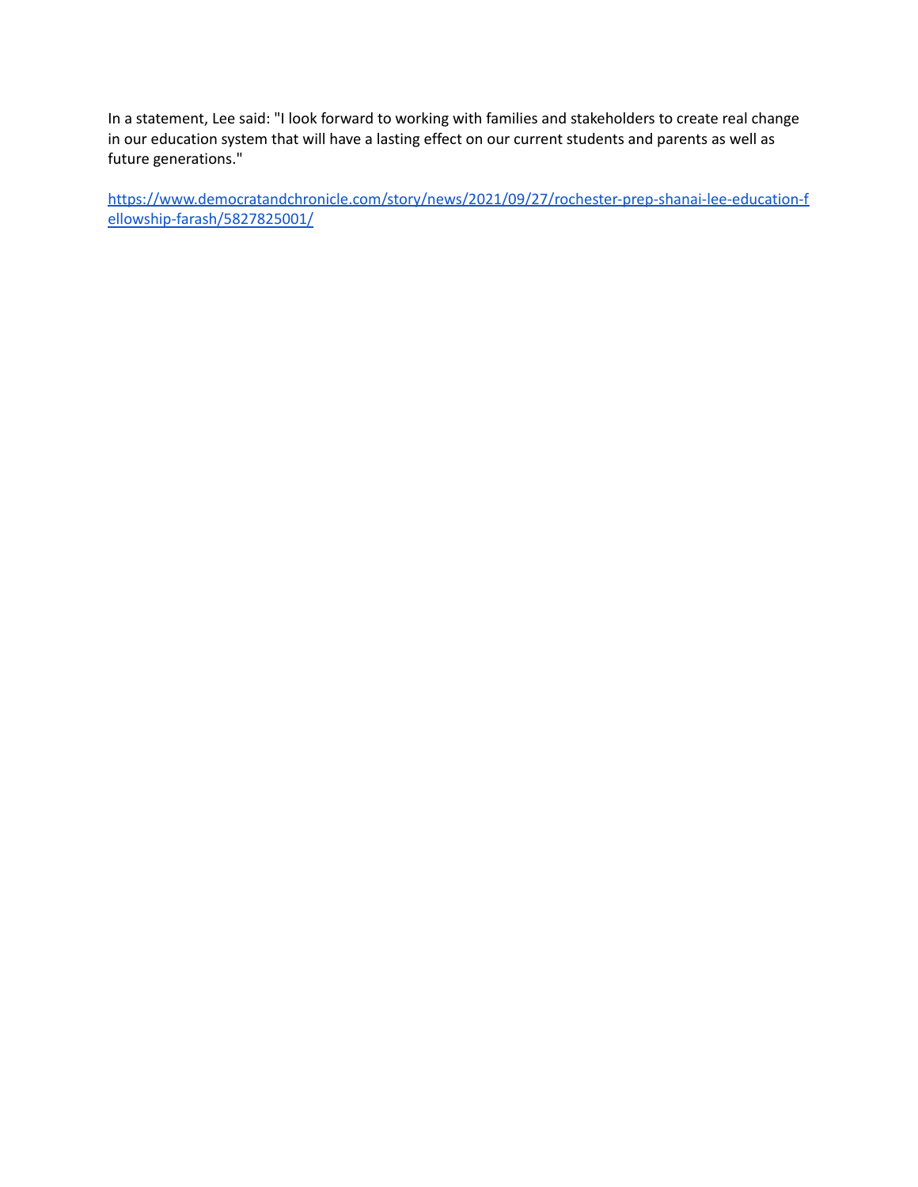In a statement, Lee said: "I look forward to working with families and stakeholders to create real change in our education system that will have a lasting effect on our current students and parents as well as future generations."

[https://www.democratandchronicle.com/story/news/2021/09/27/rochester-prep-shanai-lee-education-fellowship-farash/5827825001/](https://www.democratandchronicle.com/story/news/2021/09/27/rochester-prep-shanai-lee-education-fellowship-farash/5827825001/)